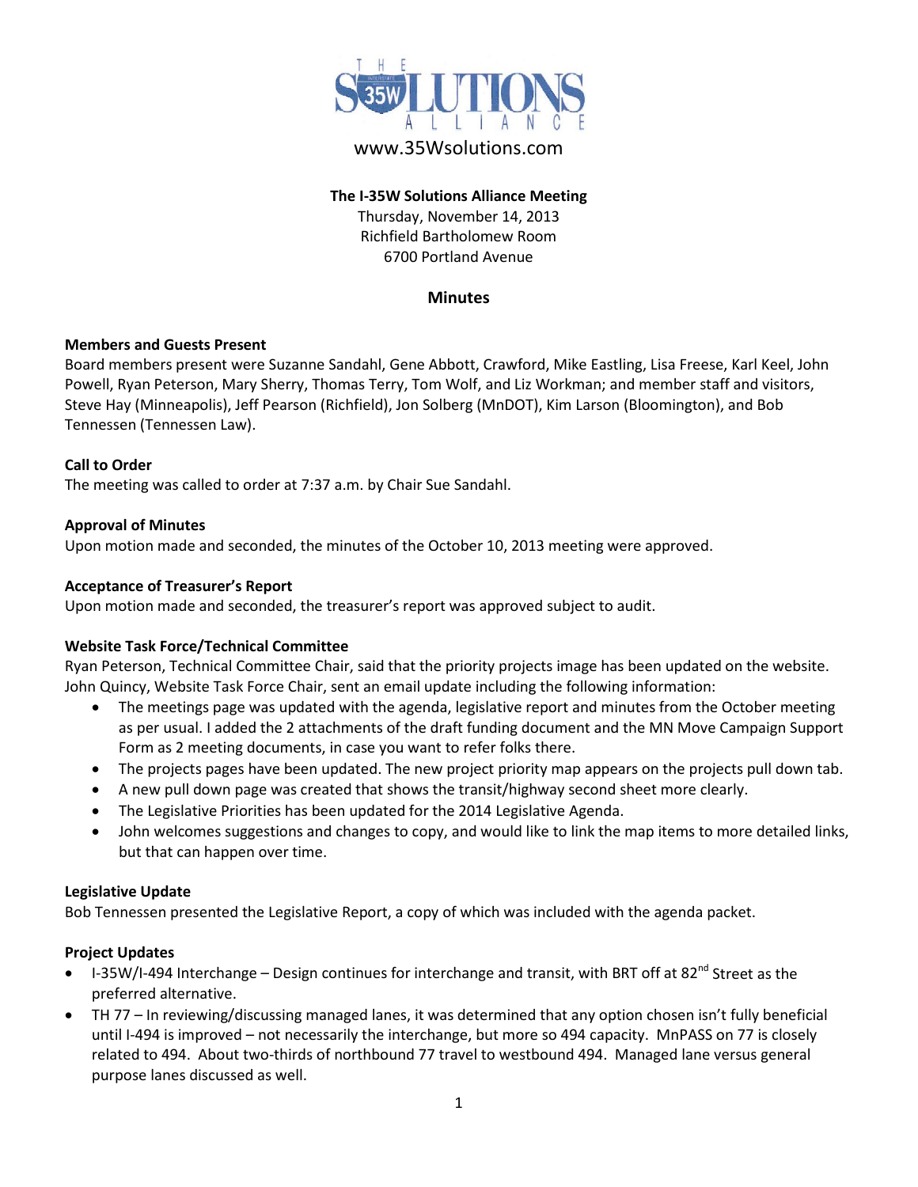www.35Wsolutions.com

**The I-35W Solutions Alliance Meeting**
Thursday, November 14, 2013
Richfield Bartholomew Room
6700 Portland Avenue

## Minutes

**Members and Guests Present**
Board members present were Suzanne Sandahl, Gene Abbott, Crawford, Mike Eastling, Lisa Freese, Karl Keel, John Powell, Ryan Peterson, Mary Sherry, Thomas Terry, Tom Wolf, and Liz Workman; and member staff and visitors, Steve Hay (Minneapolis), Jeff Pearson (Richfield), Jon Solberg (MnDOT), Kim Larson (Bloomington), and Bob Tennessen (Tennessen Law).

**Call to Order**
The meeting was called to order at 7:37 a.m. by Chair Sue Sandahl.

**Approval of Minutes**
Upon motion made and seconded, the minutes of the October 10, 2013 meeting were approved.

**Acceptance of Treasurer's Report**
Upon motion made and seconded, the treasurer's report was approved subject to audit.

**Website Task Force/Technical Committee**
Ryan Peterson, Technical Committee Chair, said that the priority projects image has been updated on the website. John Quincy, Website Task Force Chair, sent an email update including the following information:

- The meetings page was updated with the agenda, legislative report and minutes from the October meeting as per usual. I added the 2 attachments of the draft funding document and the MN Move Campaign Support Form as 2 meeting documents, in case you want to refer folks there.
- The projects pages have been updated. The new project priority map appears on the projects pull down tab.
- A new pull down page was created that shows the transit/highway second sheet more clearly.
- The Legislative Priorities has been updated for the 2014 Legislative Agenda.
- John welcomes suggestions and changes to copy, and would like to link the map items to more detailed links, but that can happen over time.

**Legislative Update**
Bob Tennessen presented the Legislative Report, a copy of which was included with the agenda packet.

**Project Updates**

- I-35W/I-494 Interchange – Design continues for interchange and transit, with BRT off at 82nd Street as the preferred alternative.
- TH 77 – In reviewing/discussing managed lanes, it was determined that any option chosen isn't fully beneficial until I-494 is improved – not necessarily the interchange, but more so 494 capacity. MnPASS on 77 is closely related to 494. About two-thirds of northbound 77 travel to westbound 494. Managed lane versus general purpose lanes discussed as well.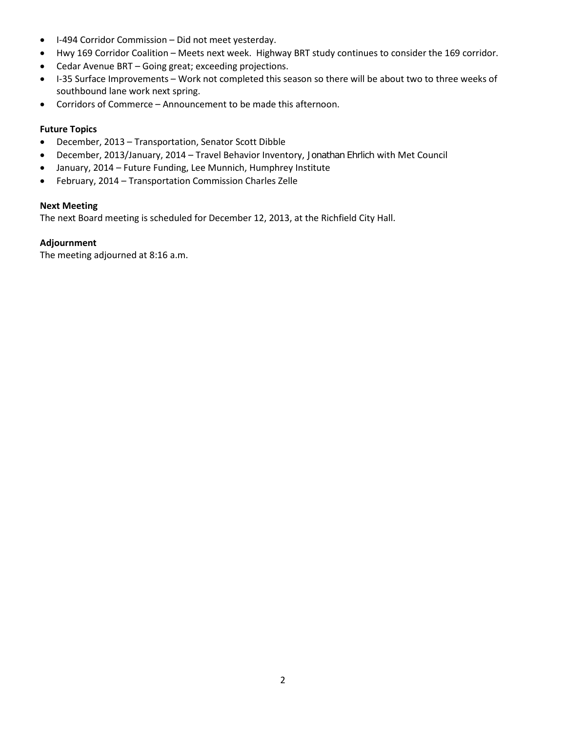- I-494 Corridor Commission – Did not meet yesterday.
- Hwy 169 Corridor Coalition – Meets next week. Highway BRT study continues to consider the 169 corridor.
- Cedar Avenue BRT – Going great; exceeding projections.
- I-35 Surface Improvements – Work not completed this season so there will be about two to three weeks of southbound lane work next spring.
- Corridors of Commerce – Announcement to be made this afternoon.

**Future Topics**

- December, 2013 – Transportation, Senator Scott Dibble
- December, 2013/January, 2014 – Travel Behavior Inventory, Jonathan Ehrlich with Met Council
- January, 2014 – Future Funding, Lee Munnich, Humphrey Institute
- February, 2014 – Transportation Commission Charles Zelle

**Next Meeting**

The next Board meeting is scheduled for December 12, 2013, at the Richfield City Hall.

**Adjournment**

The meeting adjourned at 8:16 a.m.